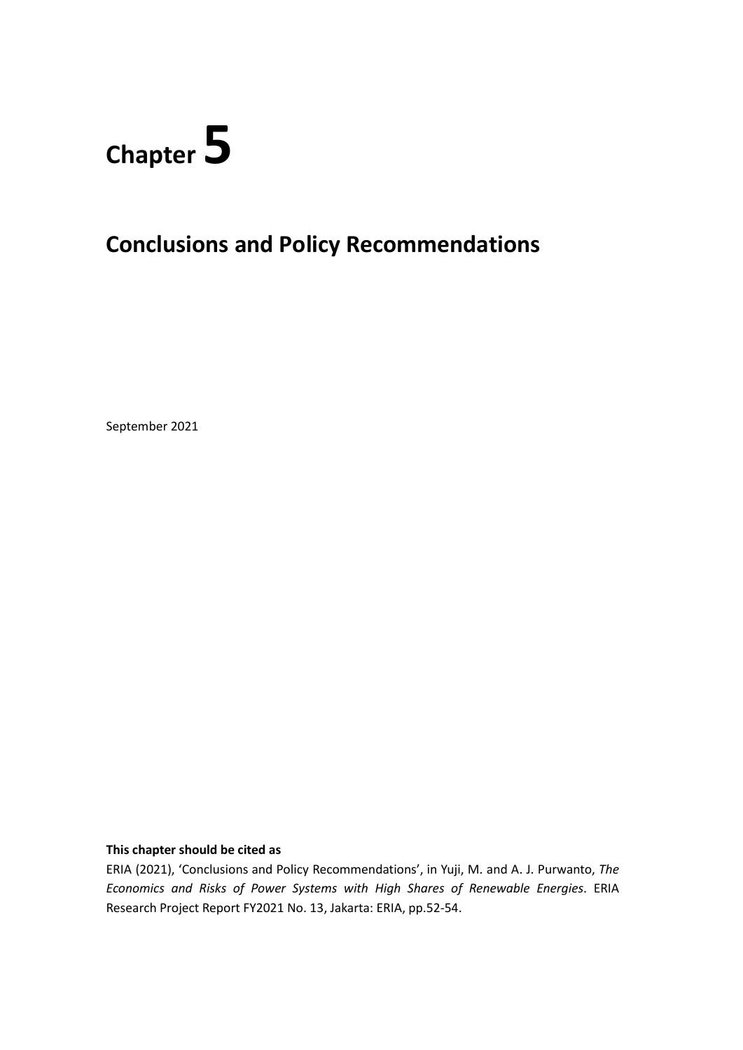# Chapter 5

## Conclusions and Policy Recommendations

September 2021

**This chapter should be cited as**

ERIA (2021), 'Conclusions and Policy Recommendations', in Yuji, M. and A. J. Purwanto, *The Economics and Risks of Power Systems with High Shares of Renewable Energies*. ERIA Research Project Report FY2021 No. 13, Jakarta: ERIA, pp.52-54.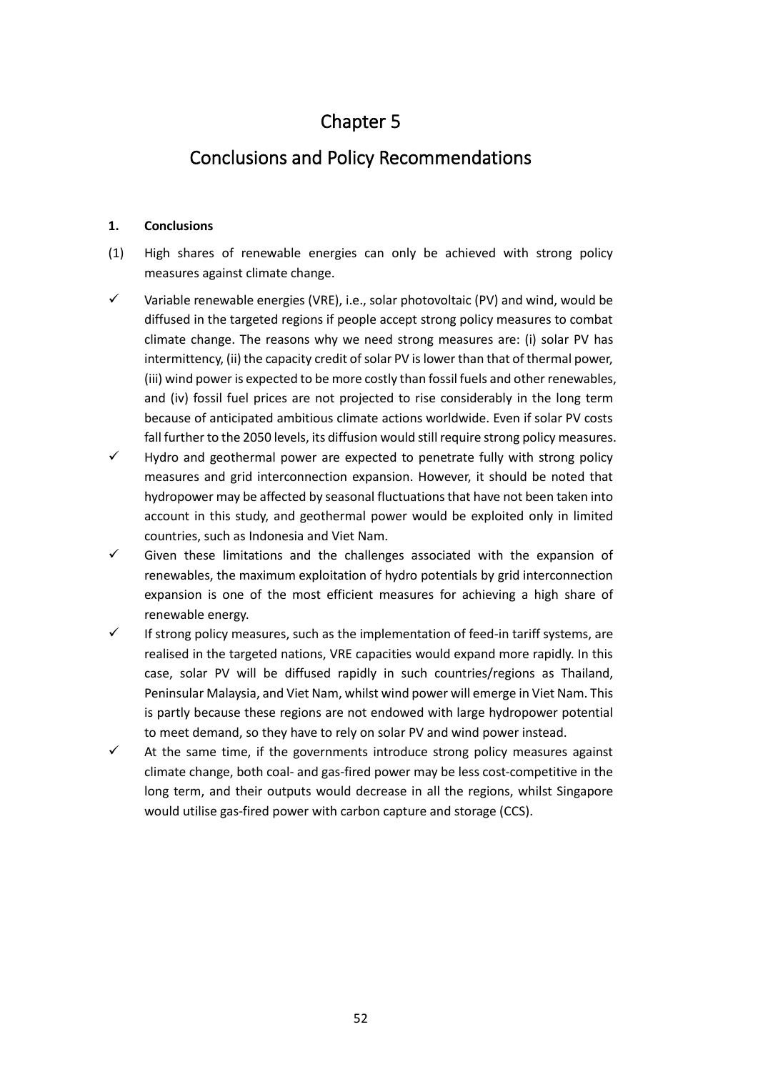# Chapter 5

# Conclusions and Policy Recommendations

## 1. Conclusions

(1) High shares of renewable energies can only be achieved with strong policy measures against climate change.

- ✓ Variable renewable energies (VRE), i.e., solar photovoltaic (PV) and wind, would be diffused in the targeted regions if people accept strong policy measures to combat climate change. The reasons why we need strong measures are: (i) solar PV has intermittency, (ii) the capacity credit of solar PV is lower than that of thermal power, (iii) wind power is expected to be more costly than fossil fuels and other renewables, and (iv) fossil fuel prices are not projected to rise considerably in the long term because of anticipated ambitious climate actions worldwide. Even if solar PV costs fall further to the 2050 levels, its diffusion would still require strong policy measures.
- ✓ Hydro and geothermal power are expected to penetrate fully with strong policy measures and grid interconnection expansion. However, it should be noted that hydropower may be affected by seasonal fluctuations that have not been taken into account in this study, and geothermal power would be exploited only in limited countries, such as Indonesia and Viet Nam.
- ✓ Given these limitations and the challenges associated with the expansion of renewables, the maximum exploitation of hydro potentials by grid interconnection expansion is one of the most efficient measures for achieving a high share of renewable energy.
- ✓ If strong policy measures, such as the implementation of feed-in tariff systems, are realised in the targeted nations, VRE capacities would expand more rapidly. In this case, solar PV will be diffused rapidly in such countries/regions as Thailand, Peninsular Malaysia, and Viet Nam, whilst wind power will emerge in Viet Nam. This is partly because these regions are not endowed with large hydropower potential to meet demand, so they have to rely on solar PV and wind power instead.
- ✓ At the same time, if the governments introduce strong policy measures against climate change, both coal- and gas-fired power may be less cost-competitive in the long term, and their outputs would decrease in all the regions, whilst Singapore would utilise gas-fired power with carbon capture and storage (CCS).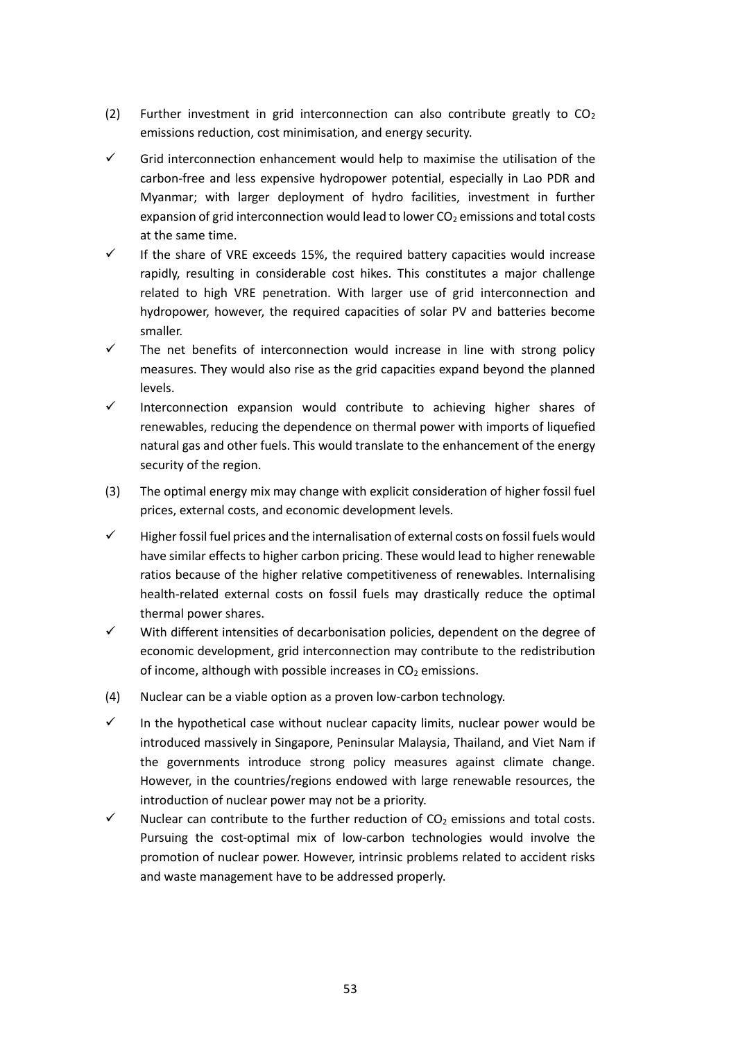(2) Further investment in grid interconnection can also contribute greatly to $CO_2$ emissions reduction, cost minimisation, and energy security.

- ✓ Grid interconnection enhancement would help to maximise the utilisation of the carbon-free and less expensive hydropower potential, especially in Lao PDR and Myanmar; with larger deployment of hydro facilities, investment in further expansion of grid interconnection would lead to lower $CO_2$ emissions and total costs at the same time.
- ✓ If the share of VRE exceeds 15%, the required battery capacities would increase rapidly, resulting in considerable cost hikes. This constitutes a major challenge related to high VRE penetration. With larger use of grid interconnection and hydropower, however, the required capacities of solar PV and batteries become smaller.
- ✓ The net benefits of interconnection would increase in line with strong policy measures. They would also rise as the grid capacities expand beyond the planned levels.
- ✓ Interconnection expansion would contribute to achieving higher shares of renewables, reducing the dependence on thermal power with imports of liquefied natural gas and other fuels. This would translate to the enhancement of the energy security of the region.

(3) The optimal energy mix may change with explicit consideration of higher fossil fuel prices, external costs, and economic development levels.

- ✓ Higher fossil fuel prices and the internalisation of external costs on fossil fuels would have similar effects to higher carbon pricing. These would lead to higher renewable ratios because of the higher relative competitiveness of renewables. Internalising health-related external costs on fossil fuels may drastically reduce the optimal thermal power shares.
- ✓ With different intensities of decarbonisation policies, dependent on the degree of economic development, grid interconnection may contribute to the redistribution of income, although with possible increases in $CO_2$ emissions.

(4) Nuclear can be a viable option as a proven low-carbon technology.

- ✓ In the hypothetical case without nuclear capacity limits, nuclear power would be introduced massively in Singapore, Peninsular Malaysia, Thailand, and Viet Nam if the governments introduce strong policy measures against climate change. However, in the countries/regions endowed with large renewable resources, the introduction of nuclear power may not be a priority.
- ✓ Nuclear can contribute to the further reduction of $CO_2$ emissions and total costs. Pursuing the cost-optimal mix of low-carbon technologies would involve the promotion of nuclear power. However, intrinsic problems related to accident risks and waste management have to be addressed properly.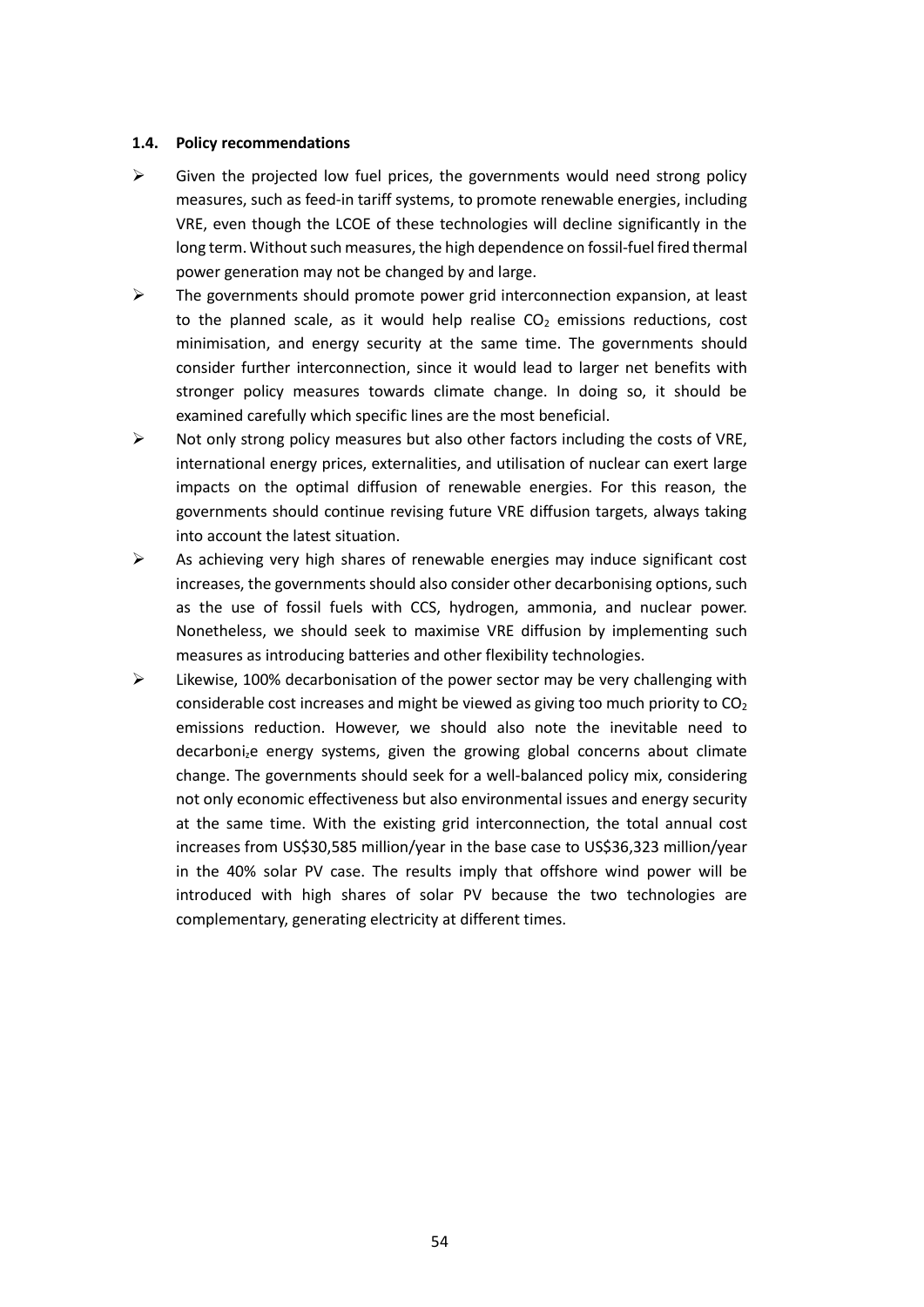### 1.4. Policy recommendations

- Given the projected low fuel prices, the governments would need strong policy measures, such as feed-in tariff systems, to promote renewable energies, including VRE, even though the LCOE of these technologies will decline significantly in the long term. Without such measures, the high dependence on fossil-fuel fired thermal power generation may not be changed by and large.
- The governments should promote power grid interconnection expansion, at least to the planned scale, as it would help realise $CO_2$ emissions reductions, cost minimisation, and energy security at the same time. The governments should consider further interconnection, since it would lead to larger net benefits with stronger policy measures towards climate change. In doing so, it should be examined carefully which specific lines are the most beneficial.
- Not only strong policy measures but also other factors including the costs of VRE, international energy prices, externalities, and utilisation of nuclear can exert large impacts on the optimal diffusion of renewable energies. For this reason, the governments should continue revising future VRE diffusion targets, always taking into account the latest situation.
- As achieving very high shares of renewable energies may induce significant cost increases, the governments should also consider other decarbonising options, such as the use of fossil fuels with CCS, hydrogen, ammonia, and nuclear power. Nonetheless, we should seek to maximise VRE diffusion by implementing such measures as introducing batteries and other flexibility technologies.
- Likewise, 100% decarbonisation of the power sector may be very challenging with considerable cost increases and might be viewed as giving too much priority to $CO_2$ emissions reduction. However, we should also note the inevitable need to decarbonize energy systems, given the growing global concerns about climate change. The governments should seek for a well-balanced policy mix, considering not only economic effectiveness but also environmental issues and energy security at the same time. With the existing grid interconnection, the total annual cost increases from US$30,585 million/year in the base case to US$36,323 million/year in the 40% solar PV case. The results imply that offshore wind power will be introduced with high shares of solar PV because the two technologies are complementary, generating electricity at different times.